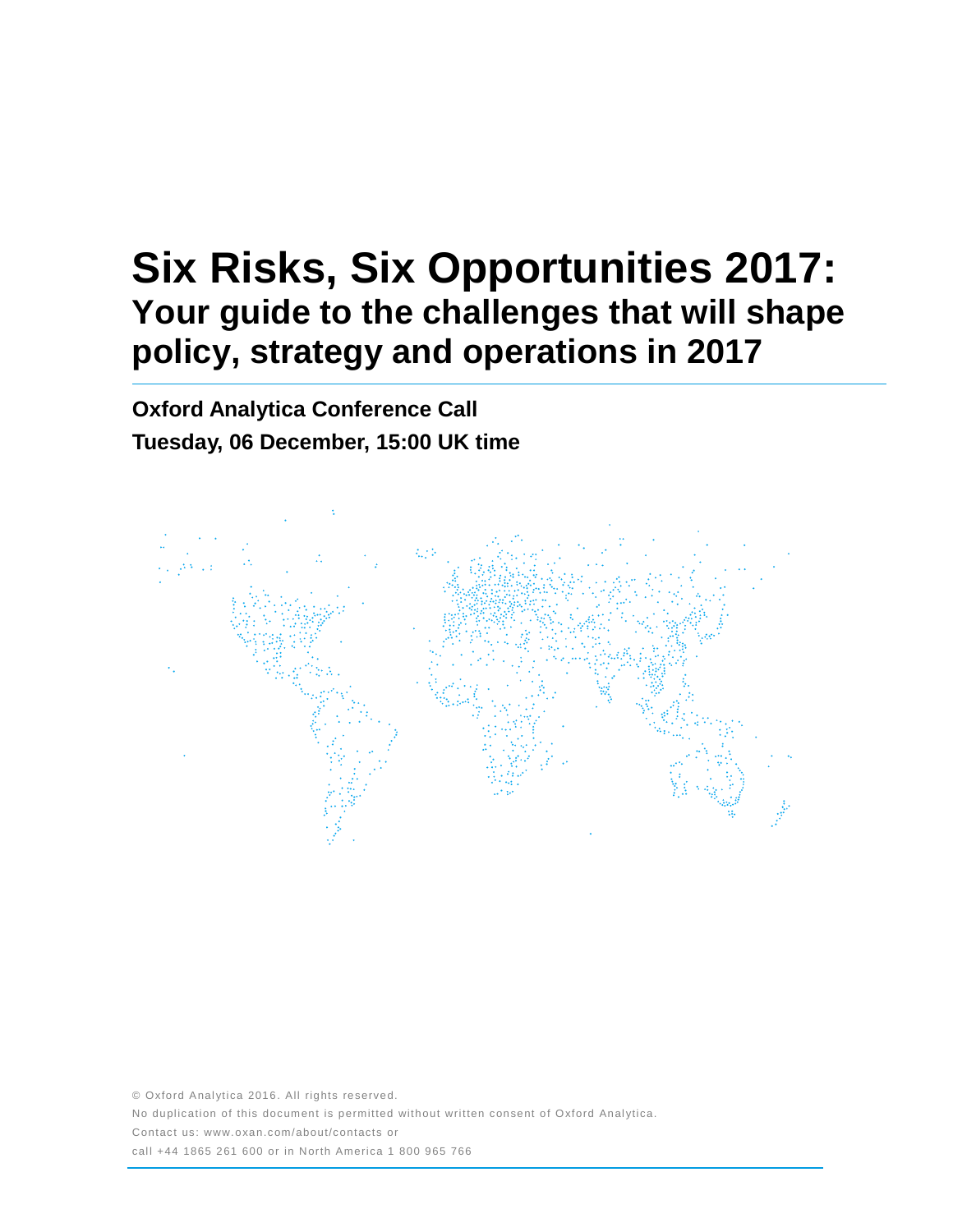# Six Risks, Six Opportunities 2017:

## Your guide to the challenges that will shape policy, strategy and operations in 2017

**Oxford Analytica Conference Call**

**Tuesday, 06 December, 15:00 UK time**

© Oxford Analytica 2016. All rights reserved.

No duplication of this document is permitted without written consent of Oxford Analytica.

Contact us: www.oxan.com/about/contacts or

call +44 1865 261 600 or in North America 1 800 965 766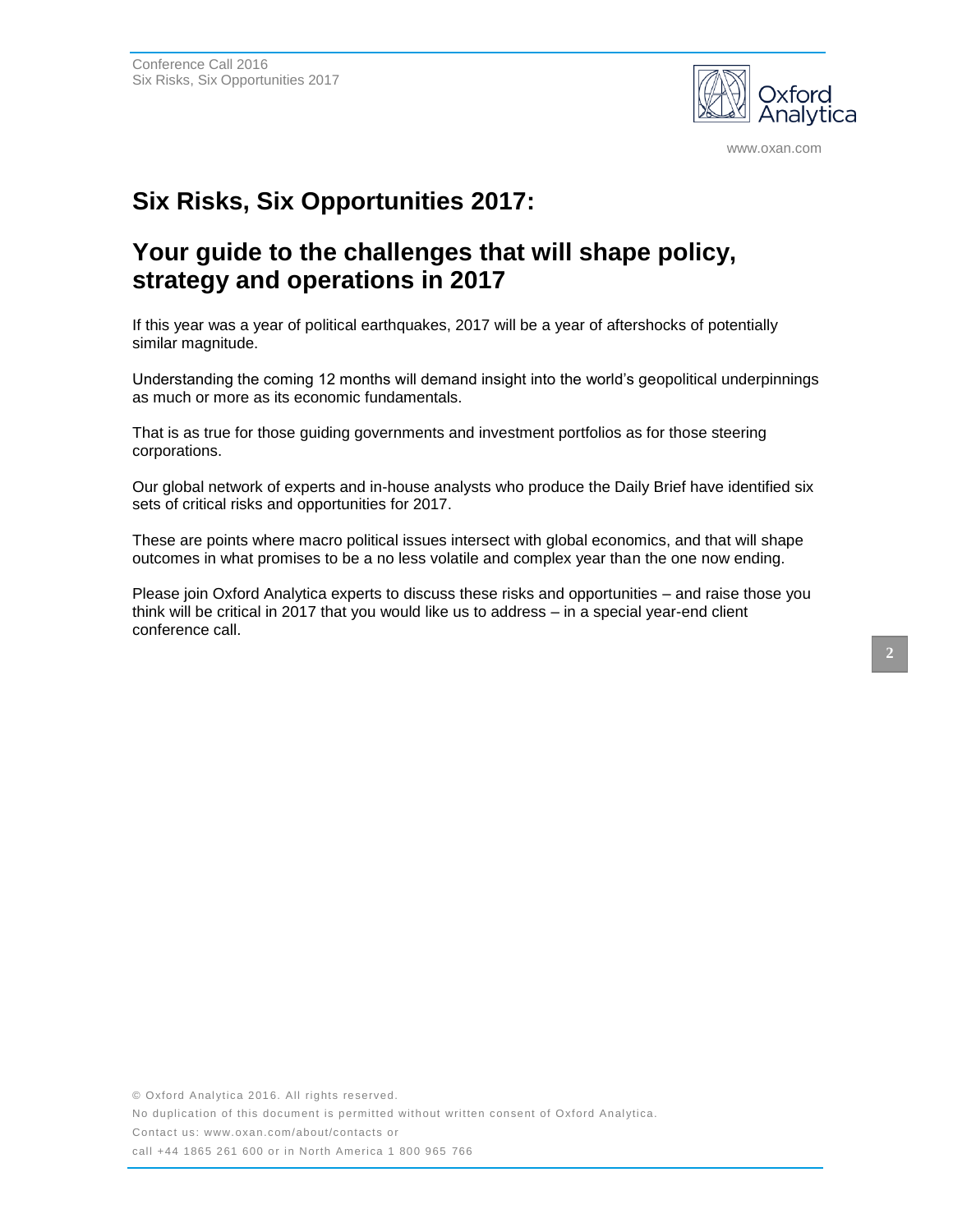# Six Risks, Six Opportunities 2017:

## Your guide to the challenges that will shape policy, strategy and operations in 2017

If this year was a year of political earthquakes, 2017 will be a year of aftershocks of potentially similar magnitude.

Understanding the coming 12 months will demand insight into the world's geopolitical underpinnings as much or more as its economic fundamentals.

That is as true for those guiding governments and investment portfolios as for those steering corporations.

Our global network of experts and in-house analysts who produce the Daily Brief have identified six sets of critical risks and opportunities for 2017.

These are points where macro political issues intersect with global economics, and that will shape outcomes in what promises to be a no less volatile and complex year than the one now ending.

Please join Oxford Analytica experts to discuss these risks and opportunities – and raise those you think will be critical in 2017 that you would like us to address – in a special year-end client conference call.

© Oxford Analytica 2016. All rights reserved.
No duplication of this document is permitted without written consent of Oxford Analytica.
Contact us: www.oxan.com/about/contacts or
call +44 1865 261 600 or in North America 1 800 965 766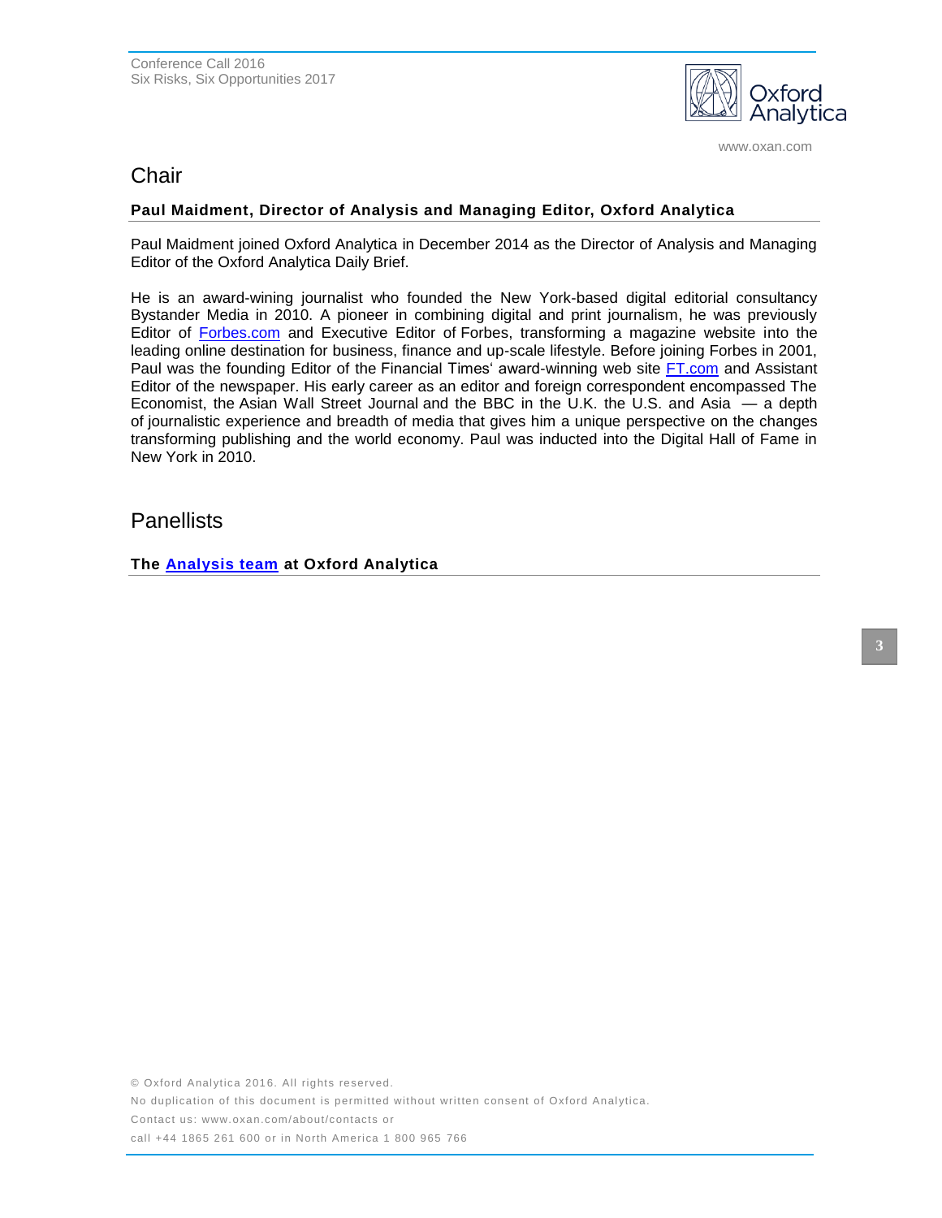## Chair

**Paul Maidment, Director of Analysis and Managing Editor, Oxford Analytica**

Paul Maidment joined Oxford Analytica in December 2014 as the Director of Analysis and Managing Editor of the Oxford Analytica Daily Brief.

He is an award-wining journalist who founded the New York-based digital editorial consultancy Bystander Media in 2010. A pioneer in combining digital and print journalism, he was previously Editor of Forbes.com and Executive Editor of Forbes, transforming a magazine website into the leading online destination for business, finance and up-scale lifestyle. Before joining Forbes in 2001, Paul was the founding Editor of the Financial Times' award-winning web site FT.com and Assistant Editor of the newspaper. His early career as an editor and foreign correspondent encompassed The Economist, the Asian Wall Street Journal and the BBC in the U.K. the U.S. and Asia — a depth of journalistic experience and breadth of media that gives him a unique perspective on the changes transforming publishing and the world economy. Paul was inducted into the Digital Hall of Fame in New York in 2010.

## Panellists

**The Analysis team at Oxford Analytica**

© Oxford Analytica 2016. All rights reserved.

No duplication of this document is permitted without written consent of Oxford Analytica.

Contact us: www.oxan.com/about/contacts or

call +44 1865 261 600 or in North America 1 800 965 766